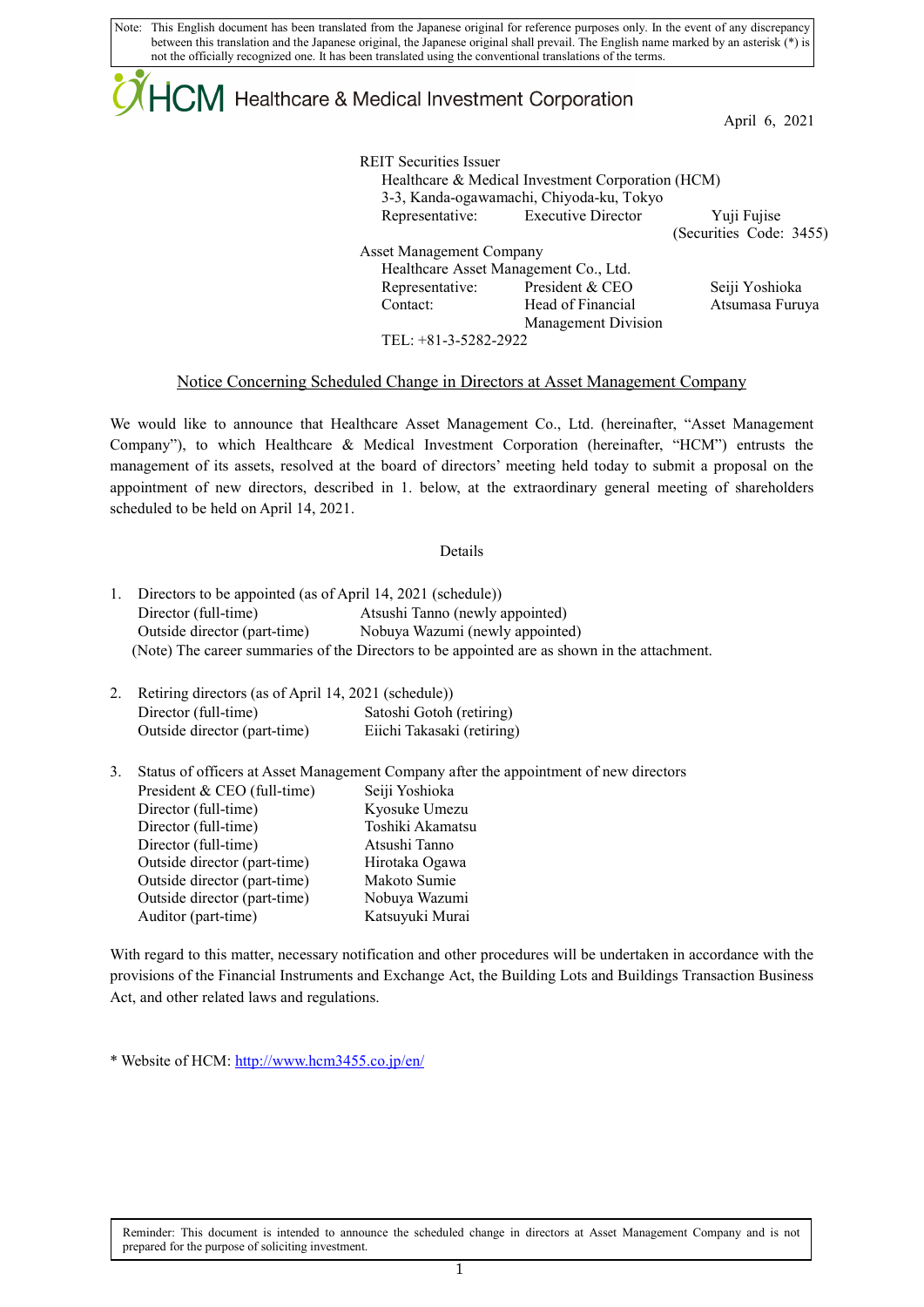Note: This English document has been translated from the Japanese original for reference purposes only. In the event of any discrepancy between this translation and the Japanese original, the Japanese original shall prevail. The English name marked by an asterisk (*) is not the officially recognized one. It has been translated using the conventional translations of the terms.

HCM Healthcare & Medical Investment Corporation

April 6, 2021

REIT Securities Issuer
Healthcare & Medical Investment Corporation (HCM)
3-3, Kanda-ogawamachi, Chiyoda-ku, Tokyo
Representative: Executive Director Yuji Fujise
(Securities Code: 3455)

Asset Management Company
Healthcare Asset Management Co., Ltd.
Representative: President & CEO Seiji Yoshioka
Contact: Head of Financial Management Division Atsumasa Furuya
TEL: +81-3-5282-2922

## Notice Concerning Scheduled Change in Directors at Asset Management Company

We would like to announce that Healthcare Asset Management Co., Ltd. (hereinafter, "Asset Management Company"), to which Healthcare & Medical Investment Corporation (hereinafter, "HCM") entrusts the management of its assets, resolved at the board of directors' meeting held today to submit a proposal on the appointment of new directors, described in 1. below, at the extraordinary general meeting of shareholders scheduled to be held on April 14, 2021.

Details

1. Directors to be appointed (as of April 14, 2021 (schedule))

| | |
|---|---|
| Director (full-time) | Atsushi Tanno (newly appointed) |
| Outside director (part-time) | Nobuya Wazumi (newly appointed) |

(Note) The career summaries of the Directors to be appointed are as shown in the attachment.

2. Retiring directors (as of April 14, 2021 (schedule))

| | |
|---|---|
| Director (full-time) | Satoshi Gotoh (retiring) |
| Outside director (part-time) | Eiichi Takasaki (retiring) |

3. Status of officers at Asset Management Company after the appointment of new directors

| | |
|---|---|
| President & CEO (full-time) | Seiji Yoshioka |
| Director (full-time) | Kyosuke Umezu |
| Director (full-time) | Toshiki Akamatsu |
| Director (full-time) | Atsushi Tanno |
| Outside director (part-time) | Hirotaka Ogawa |
| Outside director (part-time) | Makoto Sumie |
| Outside director (part-time) | Nobuya Wazumi |
| Auditor (part-time) | Katsuyuki Murai |

With regard to this matter, necessary notification and other procedures will be undertaken in accordance with the provisions of the Financial Instruments and Exchange Act, the Building Lots and Buildings Transaction Business Act, and other related laws and regulations.

* Website of HCM: http://www.hcm3455.co.jp/en/

Reminder: This document is intended to announce the scheduled change in directors at Asset Management Company and is not prepared for the purpose of soliciting investment.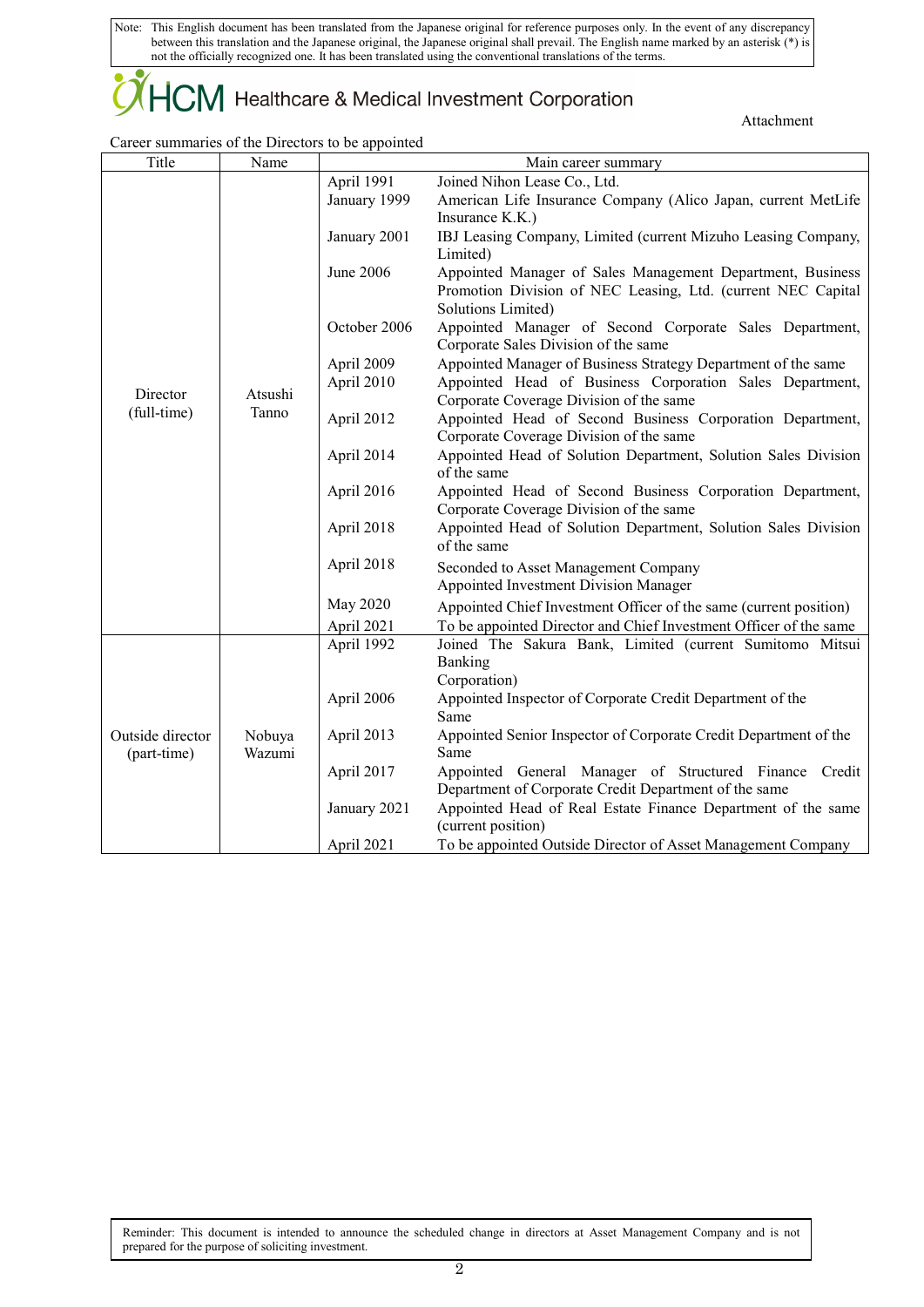Note: This English document has been translated from the Japanese original for reference purposes only. In the event of any discrepancy between this translation and the Japanese original, the Japanese original shall prevail. The English name marked by an asterisk (*) is not the officially recognized one. It has been translated using the conventional translations of the terms.

# HCM Healthcare & Medical Investment Corporation

Attachment

Career summaries of the Directors to be appointed

| Title | Name | Main career summary | |
|---|---|---|---|
| Director (full-time) | Atsushi Tanno | April 1991 | Joined Nihon Lease Co., Ltd. |
| | | January 1999 | American Life Insurance Company (Alico Japan, current MetLife Insurance K.K.) |
| | | January 2001 | IBJ Leasing Company, Limited (current Mizuho Leasing Company, Limited) |
| | | June 2006 | Appointed Manager of Sales Management Department, Business Promotion Division of NEC Leasing, Ltd. (current NEC Capital Solutions Limited) |
| | | October 2006 | Appointed Manager of Second Corporate Sales Department, Corporate Sales Division of the same |
| | | April 2009 | Appointed Manager of Business Strategy Department of the same |
| | | April 2010 | Appointed Head of Business Corporation Sales Department, Corporate Coverage Division of the same |
| | | April 2012 | Appointed Head of Second Business Corporation Department, Corporate Coverage Division of the same |
| | | April 2014 | Appointed Head of Solution Department, Solution Sales Division of the same |
| | | April 2016 | Appointed Head of Second Business Corporation Department, Corporate Coverage Division of the same |
| | | April 2018 | Appointed Head of Solution Department, Solution Sales Division of the same |
| | | April 2018 | Seconded to Asset Management Company<br>Appointed Investment Division Manager |
| | | May 2020 | Appointed Chief Investment Officer of the same (current position) |
| | | April 2021 | To be appointed Director and Chief Investment Officer of the same |
| Outside director (part-time) | Nobuya Wazumi | April 1992 | Joined The Sakura Bank, Limited (current Sumitomo Mitsui Banking Corporation) |
| | | April 2006 | Appointed Inspector of Corporate Credit Department of the Same |
| | | April 2013 | Appointed Senior Inspector of Corporate Credit Department of the Same |
| | | April 2017 | Appointed General Manager of Structured Finance Credit Department of Corporate Credit Department of the same |
| | | January 2021 | Appointed Head of Real Estate Finance Department of the same (current position) |
| | | April 2021 | To be appointed Outside Director of Asset Management Company |

Reminder: This document is intended to announce the scheduled change in directors at Asset Management Company and is not prepared for the purpose of soliciting investment.